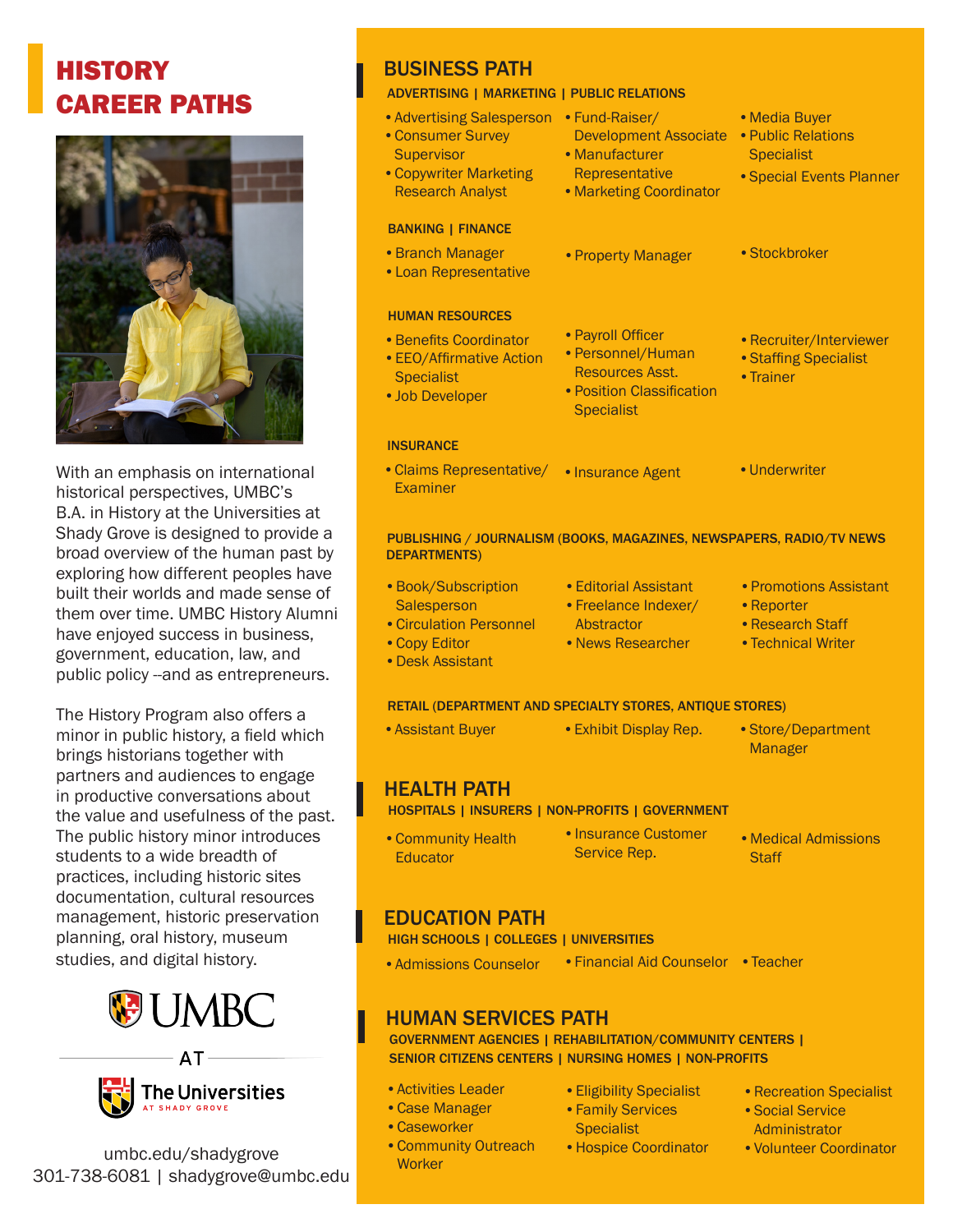# HISTORY CAREER PATHS

With an emphasis on international historical perspectives, UMBC's B.A. in History at the Universities at Shady Grove is designed to provide a broad overview of the human past by exploring how different peoples have built their worlds and made sense of them over time. UMBC History Alumni have enjoyed success in business, government, education, law, and public policy --and as entrepreneurs.

The History Program also offers a minor in public history, a field which brings historians together with partners and audiences to engage in productive conversations about the value and usefulness of the past. The public history minor introduces students to a wide breadth of practices, including historic sites documentation, cultural resources management, historic preservation planning, oral history, museum studies, and digital history.

UMBC AT The Universities AT SHADY GROVE

umbc.edu/shadygrove
301-738-6081 | shadygrove@umbc.edu

## BUSINESS PATH

### ADVERTISING | MARKETING | PUBLIC RELATIONS

- Advertising Salesperson
- Consumer Survey Supervisor
- Copywriter Marketing Research Analyst
- Fund-Raiser/ Development Associate
- Manufacturer Representative
- Marketing Coordinator
- Media Buyer
- Public Relations Specialist
- Special Events Planner

### BANKING | FINANCE

- Branch Manager
- Loan Representative
- Property Manager
- Stockbroker

### HUMAN RESOURCES

- Benefits Coordinator
- EEO/Affirmative Action Specialist
- Job Developer
- Payroll Officer
- Personnel/Human Resources Asst.
- Position Classification Specialist
- Recruiter/Interviewer
- Staffing Specialist
- Trainer

### INSURANCE

- Claims Representative/ Examiner
- Insurance Agent
- Underwriter

### PUBLISHING / JOURNALISM (BOOKS, MAGAZINES, NEWSPAPERS, RADIO/TV NEWS DEPARTMENTS)

- Book/Subscription Salesperson
- Circulation Personnel
- Copy Editor
- Desk Assistant
- Editorial Assistant
- Freelance Indexer/ Abstractor
- News Researcher
- Promotions Assistant
- Reporter
- Research Staff
- Technical Writer

### RETAIL (DEPARTMENT AND SPECIALTY STORES, ANTIQUE STORES)

- Assistant Buyer
- Exhibit Display Rep.
- Store/Department Manager

## HEALTH PATH

### HOSPITALS | INSURERS | NON-PROFITS | GOVERNMENT

- Community Health Educator
- Insurance Customer Service Rep.
- Medical Admissions Staff

## EDUCATION PATH

### HIGH SCHOOLS | COLLEGES | UNIVERSITIES

- Admissions Counselor
- Financial Aid Counselor
- Teacher

## HUMAN SERVICES PATH

### GOVERNMENT AGENCIES | REHABILITATION/COMMUNITY CENTERS | SENIOR CITIZENS CENTERS | NURSING HOMES | NON-PROFITS

- Activities Leader
- Case Manager
- Caseworker
- Community Outreach Worker
- Eligibility Specialist
- Family Services Specialist
- Hospice Coordinator
- Recreation Specialist
- Social Service Administrator
- Volunteer Coordinator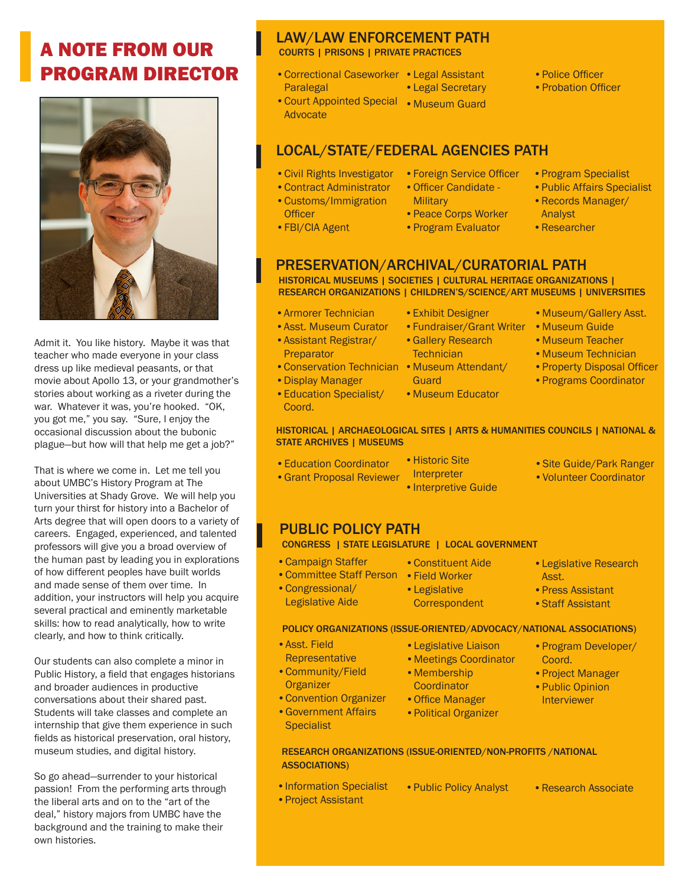# A NOTE FROM OUR PROGRAM DIRECTOR

Admit it. You like history. Maybe it was that teacher who made everyone in your class dress up like medieval peasants, or that movie about Apollo 13, or your grandmother's stories about working as a riveter during the war. Whatever it was, you're hooked. "OK, you got me," you say. "Sure, I enjoy the occasional discussion about the bubonic plague—but how will that help me get a job?"

That is where we come in. Let me tell you about UMBC's History Program at The Universities at Shady Grove. We will help you turn your thirst for history into a Bachelor of Arts degree that will open doors to a variety of careers. Engaged, experienced, and talented professors will give you a broad overview of the human past by leading you in explorations of how different peoples have built worlds and made sense of them over time. In addition, your instructors will help you acquire several practical and eminently marketable skills: how to read analytically, how to write clearly, and how to think critically.

Our students can also complete a minor in Public History, a field that engages historians and broader audiences in productive conversations about their shared past. Students will take classes and complete an internship that give them experience in such fields as historical preservation, oral history, museum studies, and digital history.

So go ahead—surrender to your historical passion! From the performing arts through the liberal arts and on to the "art of the deal," history majors from UMBC have the background and the training to make their own histories.

## LAW/LAW ENFORCEMENT PATH

**COURTS | PRISONS | PRIVATE PRACTICES**

- Correctional Caseworker Paralegal
- Court Appointed Special Advocate
- Legal Assistant
- Legal Secretary
- Museum Guard
- Police Officer
- Probation Officer

## LOCAL/STATE/FEDERAL AGENCIES PATH

- Civil Rights Investigator
- Contract Administrator
- Customs/Immigration Officer
- FBI/CIA Agent
- Foreign Service Officer
- Officer Candidate - Military
- Peace Corps Worker
- Program Evaluator
- Program Specialist
- Public Affairs Specialist
- Records Manager/ Analyst
- Researcher

## PRESERVATION/ARCHIVAL/CURATORIAL PATH

**HISTORICAL MUSEUMS | SOCIETIES | CULTURAL HERITAGE ORGANIZATIONS | RESEARCH ORGANIZATIONS | CHILDREN'S/SCIENCE/ART MUSEUMS | UNIVERSITIES**

- Armorer Technician
- Asst. Museum Curator
- Assistant Registrar/ Preparator
- Conservation Technician
- Display Manager
- Education Specialist/ Coord.
- Exhibit Designer
- Fundraiser/Grant Writer
- Gallery Research Technician
- Museum Attendant/ Guard
- Museum Educator
- Museum/Gallery Asst.
- Museum Guide
- Museum Teacher
- Museum Technician
- Property Disposal Officer
- Programs Coordinator

**HISTORICAL | ARCHAEOLOGICAL SITES | ARTS & HUMANITIES COUNCILS | NATIONAL & STATE ARCHIVES | MUSEUMS**

- Education Coordinator
- Grant Proposal Reviewer
- Historic Site Interpreter
- Interpretive Guide
- Site Guide/Park Ranger
- Volunteer Coordinator

## PUBLIC POLICY PATH

**CONGRESS | STATE LEGISLATURE | LOCAL GOVERNMENT**

- Campaign Staffer
- Committee Staff Person
- Congressional/ Legislative Aide
- Constituent Aide
- Field Worker
- Legislative Correspondent
- Legislative Research Asst.
- Press Assistant
- Staff Assistant

**POLICY ORGANIZATIONS (ISSUE-ORIENTED/ADVOCACY/NATIONAL ASSOCIATIONS)**

- Asst. Field Representative
- Community/Field Organizer
- Convention Organizer
- Government Affairs Specialist
- Legislative Liaison
- Meetings Coordinator
- Membership Coordinator
- Office Manager
- Political Organizer
- Program Developer/ Coord.
- Project Manager
- Public Opinion Interviewer

**RESEARCH ORGANIZATIONS (ISSUE-ORIENTED/NON-PROFITS /NATIONAL ASSOCIATIONS)**

- Information Specialist
- Project Assistant
- Public Policy Analyst
- Research Associate